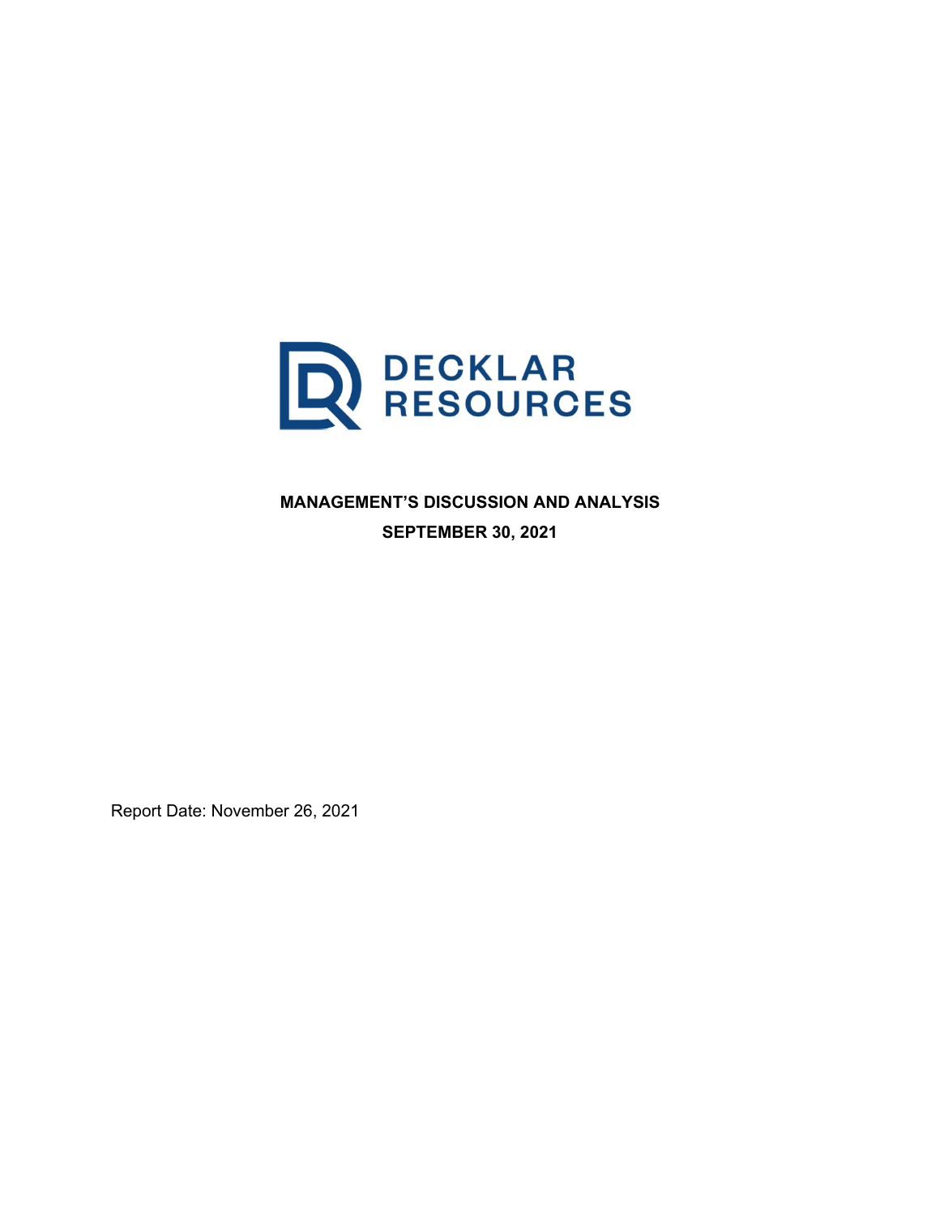DECKLAR RESOURCES

# MANAGEMENT'S DISCUSSION AND ANALYSIS

## SEPTEMBER 30, 2021

Report Date: November 26, 2021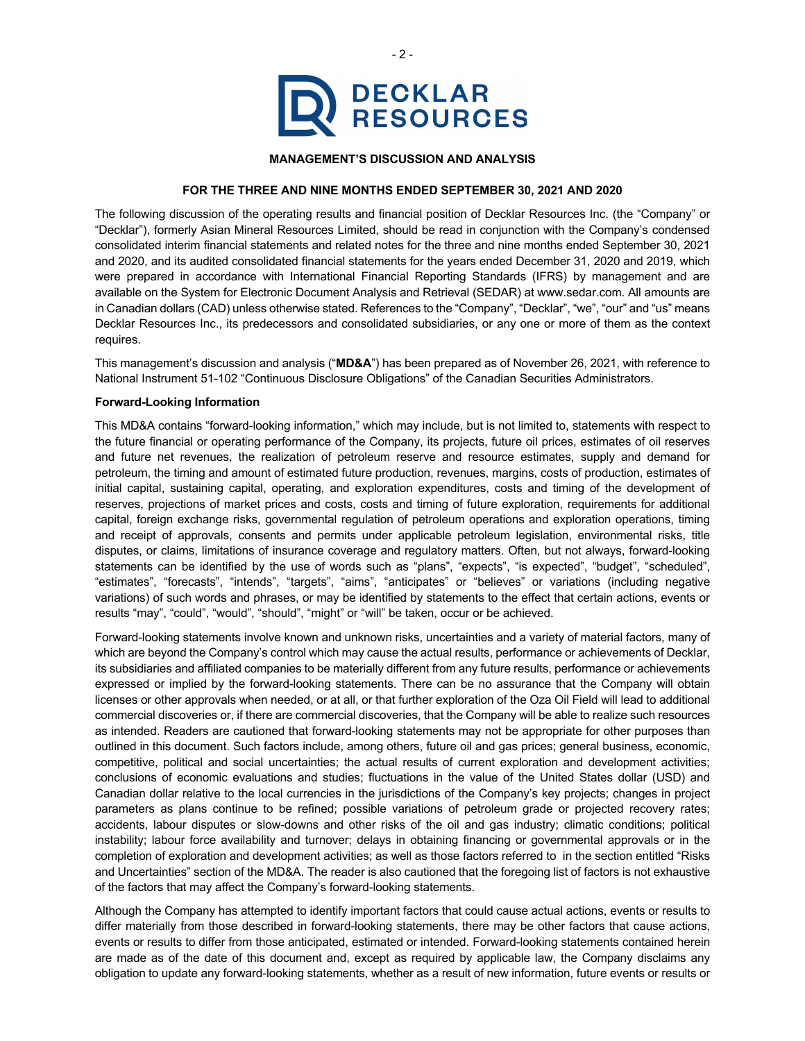**DECKLAR RESOURCES**

## MANAGEMENT'S DISCUSSION AND ANALYSIS

### FOR THE THREE AND NINE MONTHS ENDED SEPTEMBER 30, 2021 AND 2020

The following discussion of the operating results and financial position of Decklar Resources Inc. (the "Company" or "Decklar"), formerly Asian Mineral Resources Limited, should be read in conjunction with the Company's condensed consolidated interim financial statements and related notes for the three and nine months ended September 30, 2021 and 2020, and its audited consolidated financial statements for the years ended December 31, 2020 and 2019, which were prepared in accordance with International Financial Reporting Standards (IFRS) by management and are available on the System for Electronic Document Analysis and Retrieval (SEDAR) at www.sedar.com. All amounts are in Canadian dollars (CAD) unless otherwise stated. References to the "Company", "Decklar", "we", "our" and "us" means Decklar Resources Inc., its predecessors and consolidated subsidiaries, or any one or more of them as the context requires.

This management's discussion and analysis ("**MD&A**") has been prepared as of November 26, 2021, with reference to National Instrument 51-102 "Continuous Disclosure Obligations" of the Canadian Securities Administrators.

**Forward-Looking Information**

This MD&A contains "forward-looking information," which may include, but is not limited to, statements with respect to the future financial or operating performance of the Company, its projects, future oil prices, estimates of oil reserves and future net revenues, the realization of petroleum reserve and resource estimates, supply and demand for petroleum, the timing and amount of estimated future production, revenues, margins, costs of production, estimates of initial capital, sustaining capital, operating, and exploration expenditures, costs and timing of the development of reserves, projections of market prices and costs, costs and timing of future exploration, requirements for additional capital, foreign exchange risks, governmental regulation of petroleum operations and exploration operations, timing and receipt of approvals, consents and permits under applicable petroleum legislation, environmental risks, title disputes, or claims, limitations of insurance coverage and regulatory matters. Often, but not always, forward-looking statements can be identified by the use of words such as "plans", "expects", "is expected", "budget", "scheduled", "estimates", "forecasts", "intends", "targets", "aims", "anticipates" or "believes" or variations (including negative variations) of such words and phrases, or may be identified by statements to the effect that certain actions, events or results "may", "could", "would", "should", "might" or "will" be taken, occur or be achieved.

Forward-looking statements involve known and unknown risks, uncertainties and a variety of material factors, many of which are beyond the Company's control which may cause the actual results, performance or achievements of Decklar, its subsidiaries and affiliated companies to be materially different from any future results, performance or achievements expressed or implied by the forward-looking statements. There can be no assurance that the Company will obtain licenses or other approvals when needed, or at all, or that further exploration of the Oza Oil Field will lead to additional commercial discoveries or, if there are commercial discoveries, that the Company will be able to realize such resources as intended. Readers are cautioned that forward-looking statements may not be appropriate for other purposes than outlined in this document. Such factors include, among others, future oil and gas prices; general business, economic, competitive, political and social uncertainties; the actual results of current exploration and development activities; conclusions of economic evaluations and studies; fluctuations in the value of the United States dollar (USD) and Canadian dollar relative to the local currencies in the jurisdictions of the Company's key projects; changes in project parameters as plans continue to be refined; possible variations of petroleum grade or projected recovery rates; accidents, labour disputes or slow-downs and other risks of the oil and gas industry; climatic conditions; political instability; labour force availability and turnover; delays in obtaining financing or governmental approvals or in the completion of exploration and development activities; as well as those factors referred to in the section entitled "Risks and Uncertainties" section of the MD&A. The reader is also cautioned that the foregoing list of factors is not exhaustive of the factors that may affect the Company's forward-looking statements.

Although the Company has attempted to identify important factors that could cause actual actions, events or results to differ materially from those described in forward-looking statements, there may be other factors that cause actions, events or results to differ from those anticipated, estimated or intended. Forward-looking statements contained herein are made as of the date of this document and, except as required by applicable law, the Company disclaims any obligation to update any forward-looking statements, whether as a result of new information, future events or results or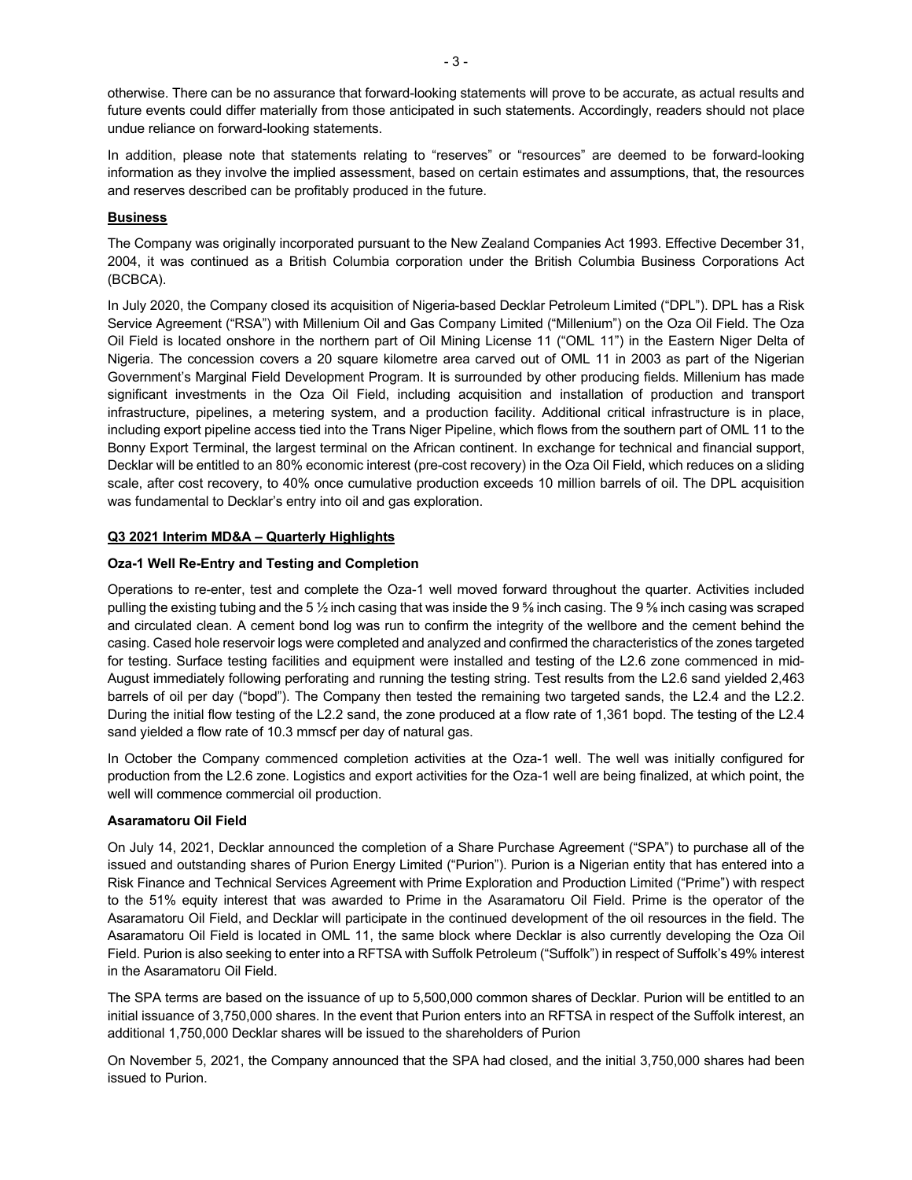otherwise. There can be no assurance that forward-looking statements will prove to be accurate, as actual results and future events could differ materially from those anticipated in such statements. Accordingly, readers should not place undue reliance on forward-looking statements.

In addition, please note that statements relating to "reserves" or "resources" are deemed to be forward-looking information as they involve the implied assessment, based on certain estimates and assumptions, that, the resources and reserves described can be profitably produced in the future.

## Business

The Company was originally incorporated pursuant to the New Zealand Companies Act 1993. Effective December 31, 2004, it was continued as a British Columbia corporation under the British Columbia Business Corporations Act (BCBCA).

In July 2020, the Company closed its acquisition of Nigeria-based Decklar Petroleum Limited ("DPL"). DPL has a Risk Service Agreement ("RSA") with Millenium Oil and Gas Company Limited ("Millenium") on the Oza Oil Field. The Oza Oil Field is located onshore in the northern part of Oil Mining License 11 ("OML 11") in the Eastern Niger Delta of Nigeria. The concession covers a 20 square kilometre area carved out of OML 11 in 2003 as part of the Nigerian Government's Marginal Field Development Program. It is surrounded by other producing fields. Millenium has made significant investments in the Oza Oil Field, including acquisition and installation of production and transport infrastructure, pipelines, a metering system, and a production facility. Additional critical infrastructure is in place, including export pipeline access tied into the Trans Niger Pipeline, which flows from the southern part of OML 11 to the Bonny Export Terminal, the largest terminal on the African continent. In exchange for technical and financial support, Decklar will be entitled to an 80% economic interest (pre-cost recovery) in the Oza Oil Field, which reduces on a sliding scale, after cost recovery, to 40% once cumulative production exceeds 10 million barrels of oil. The DPL acquisition was fundamental to Decklar's entry into oil and gas exploration.

## Q3 2021 Interim MD&A – Quarterly Highlights

### Oza-1 Well Re-Entry and Testing and Completion

Operations to re-enter, test and complete the Oza-1 well moved forward throughout the quarter. Activities included pulling the existing tubing and the 5 ½ inch casing that was inside the 9 ⅝ inch casing. The 9 ⅝ inch casing was scraped and circulated clean. A cement bond log was run to confirm the integrity of the wellbore and the cement behind the casing. Cased hole reservoir logs were completed and analyzed and confirmed the characteristics of the zones targeted for testing. Surface testing facilities and equipment were installed and testing of the L2.6 zone commenced in mid-August immediately following perforating and running the testing string. Test results from the L2.6 sand yielded 2,463 barrels of oil per day ("bopd"). The Company then tested the remaining two targeted sands, the L2.4 and the L2.2. During the initial flow testing of the L2.2 sand, the zone produced at a flow rate of 1,361 bopd. The testing of the L2.4 sand yielded a flow rate of 10.3 mmscf per day of natural gas.

In October the Company commenced completion activities at the Oza-1 well. The well was initially configured for production from the L2.6 zone. Logistics and export activities for the Oza-1 well are being finalized, at which point, the well will commence commercial oil production.

### Asaramatoru Oil Field

On July 14, 2021, Decklar announced the completion of a Share Purchase Agreement ("SPA") to purchase all of the issued and outstanding shares of Purion Energy Limited ("Purion"). Purion is a Nigerian entity that has entered into a Risk Finance and Technical Services Agreement with Prime Exploration and Production Limited ("Prime") with respect to the 51% equity interest that was awarded to Prime in the Asaramatoru Oil Field. Prime is the operator of the Asaramatoru Oil Field, and Decklar will participate in the continued development of the oil resources in the field. The Asaramatoru Oil Field is located in OML 11, the same block where Decklar is also currently developing the Oza Oil Field. Purion is also seeking to enter into a RFTSA with Suffolk Petroleum ("Suffolk") in respect of Suffolk's 49% interest in the Asaramatoru Oil Field.

The SPA terms are based on the issuance of up to 5,500,000 common shares of Decklar. Purion will be entitled to an initial issuance of 3,750,000 shares. In the event that Purion enters into an RFTSA in respect of the Suffolk interest, an additional 1,750,000 Decklar shares will be issued to the shareholders of Purion

On November 5, 2021, the Company announced that the SPA had closed, and the initial 3,750,000 shares had been issued to Purion.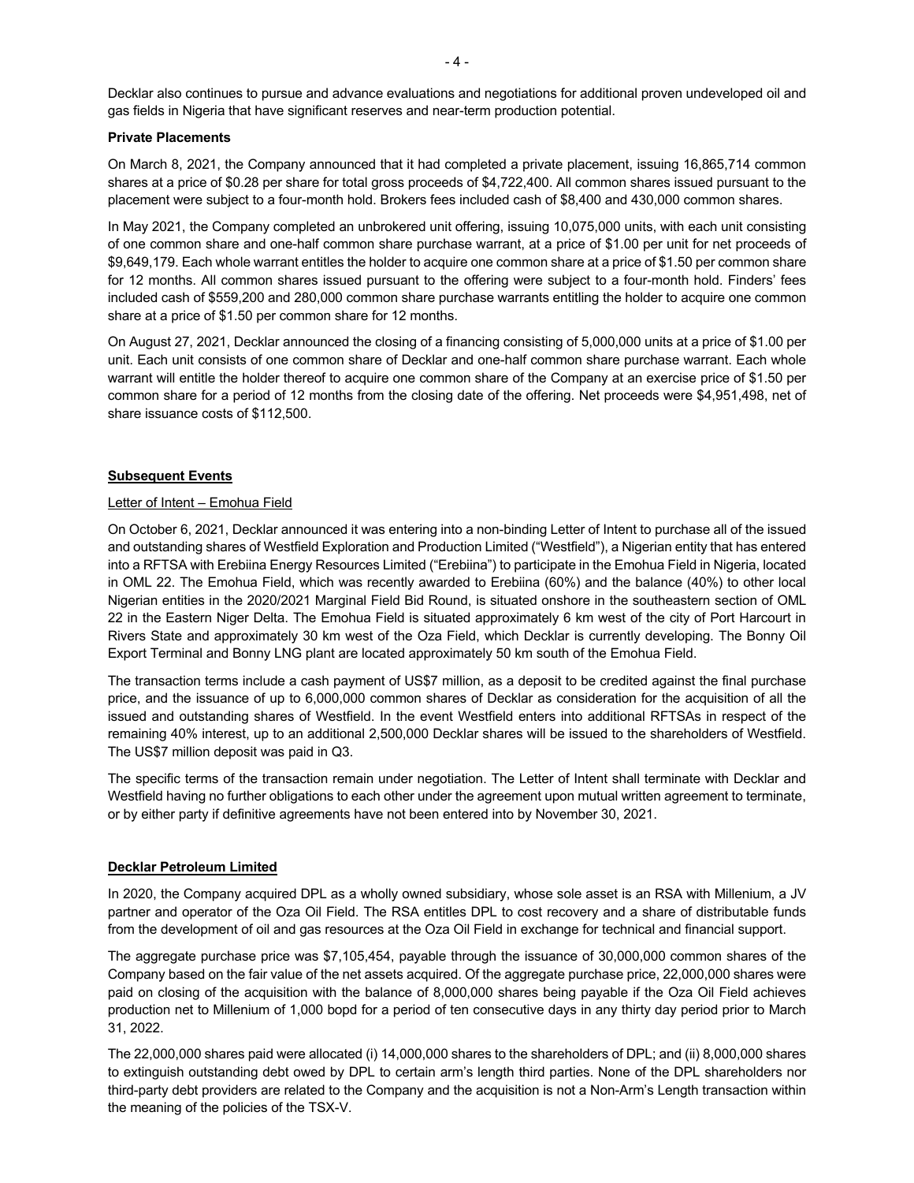Decklar also continues to pursue and advance evaluations and negotiations for additional proven undeveloped oil and gas fields in Nigeria that have significant reserves and near-term production potential.

**Private Placements**

On March 8, 2021, the Company announced that it had completed a private placement, issuing 16,865,714 common shares at a price of $0.28 per share for total gross proceeds of $4,722,400. All common shares issued pursuant to the placement were subject to a four-month hold. Brokers fees included cash of $8,400 and 430,000 common shares.

In May 2021, the Company completed an unbrokered unit offering, issuing 10,075,000 units, with each unit consisting of one common share and one-half common share purchase warrant, at a price of $1.00 per unit for net proceeds of $9,649,179. Each whole warrant entitles the holder to acquire one common share at a price of $1.50 per common share for 12 months. All common shares issued pursuant to the offering were subject to a four-month hold. Finders' fees included cash of $559,200 and 280,000 common share purchase warrants entitling the holder to acquire one common share at a price of $1.50 per common share for 12 months.

On August 27, 2021, Decklar announced the closing of a financing consisting of 5,000,000 units at a price of $1.00 per unit. Each unit consists of one common share of Decklar and one-half common share purchase warrant. Each whole warrant will entitle the holder thereof to acquire one common share of the Company at an exercise price of $1.50 per common share for a period of 12 months from the closing date of the offering. Net proceeds were $4,951,498, net of share issuance costs of $112,500.

## Subsequent Events

### Letter of Intent – Emohua Field

On October 6, 2021, Decklar announced it was entering into a non-binding Letter of Intent to purchase all of the issued and outstanding shares of Westfield Exploration and Production Limited ("Westfield"), a Nigerian entity that has entered into a RFTSA with Erebiina Energy Resources Limited ("Erebiina") to participate in the Emohua Field in Nigeria, located in OML 22. The Emohua Field, which was recently awarded to Erebiina (60%) and the balance (40%) to other local Nigerian entities in the 2020/2021 Marginal Field Bid Round, is situated onshore in the southeastern section of OML 22 in the Eastern Niger Delta. The Emohua Field is situated approximately 6 km west of the city of Port Harcourt in Rivers State and approximately 30 km west of the Oza Field, which Decklar is currently developing. The Bonny Oil Export Terminal and Bonny LNG plant are located approximately 50 km south of the Emohua Field.

The transaction terms include a cash payment of US$7 million, as a deposit to be credited against the final purchase price, and the issuance of up to 6,000,000 common shares of Decklar as consideration for the acquisition of all the issued and outstanding shares of Westfield. In the event Westfield enters into additional RFTSAs in respect of the remaining 40% interest, up to an additional 2,500,000 Decklar shares will be issued to the shareholders of Westfield. The US$7 million deposit was paid in Q3.

The specific terms of the transaction remain under negotiation. The Letter of Intent shall terminate with Decklar and Westfield having no further obligations to each other under the agreement upon mutual written agreement to terminate, or by either party if definitive agreements have not been entered into by November 30, 2021.

## Decklar Petroleum Limited

In 2020, the Company acquired DPL as a wholly owned subsidiary, whose sole asset is an RSA with Millenium, a JV partner and operator of the Oza Oil Field. The RSA entitles DPL to cost recovery and a share of distributable funds from the development of oil and gas resources at the Oza Oil Field in exchange for technical and financial support.

The aggregate purchase price was $7,105,454, payable through the issuance of 30,000,000 common shares of the Company based on the fair value of the net assets acquired. Of the aggregate purchase price, 22,000,000 shares were paid on closing of the acquisition with the balance of 8,000,000 shares being payable if the Oza Oil Field achieves production net to Millenium of 1,000 bopd for a period of ten consecutive days in any thirty day period prior to March 31, 2022.

The 22,000,000 shares paid were allocated (i) 14,000,000 shares to the shareholders of DPL; and (ii) 8,000,000 shares to extinguish outstanding debt owed by DPL to certain arm's length third parties. None of the DPL shareholders nor third-party debt providers are related to the Company and the acquisition is not a Non-Arm's Length transaction within the meaning of the policies of the TSX-V.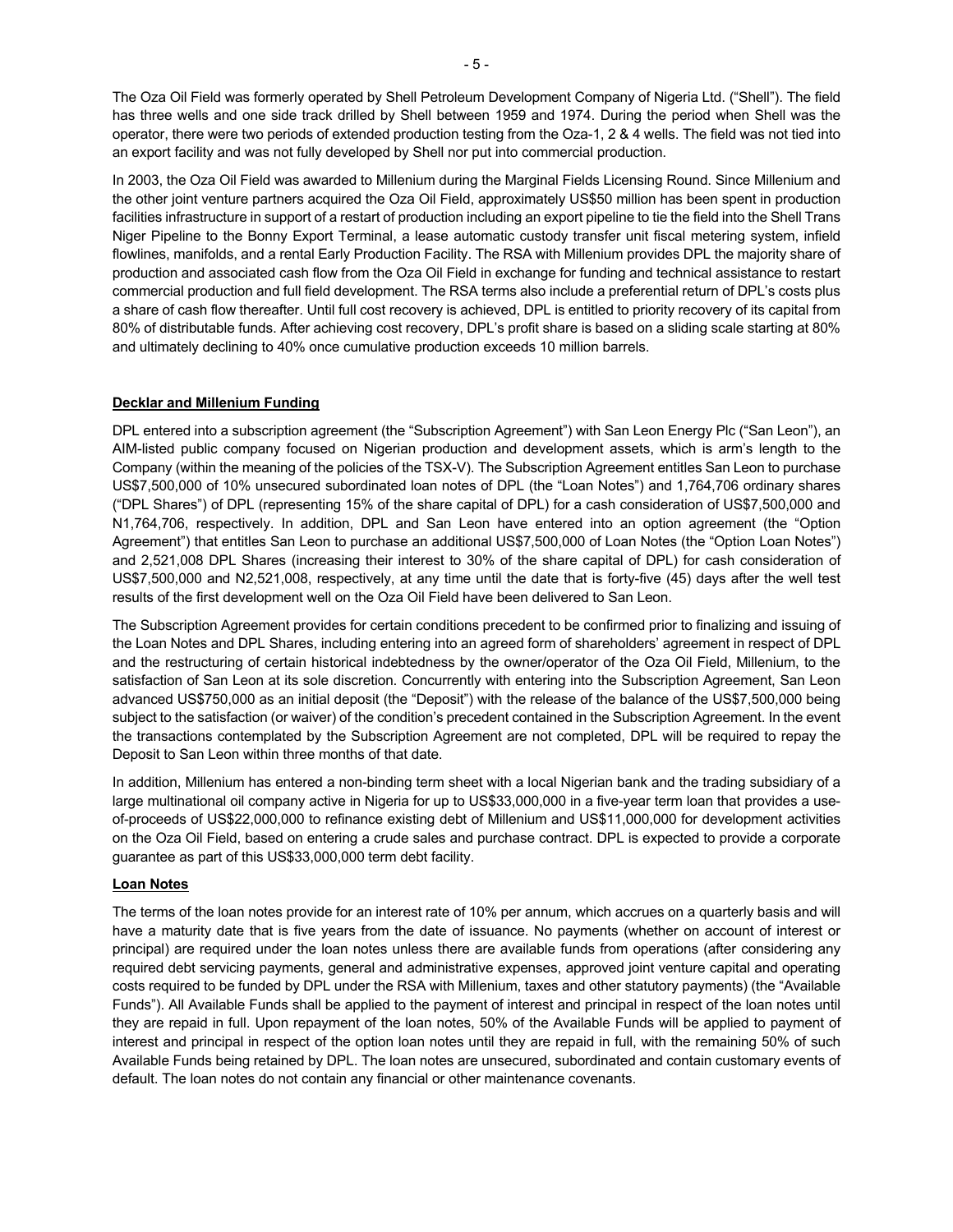The Oza Oil Field was formerly operated by Shell Petroleum Development Company of Nigeria Ltd. ("Shell"). The field has three wells and one side track drilled by Shell between 1959 and 1974. During the period when Shell was the operator, there were two periods of extended production testing from the Oza-1, 2 & 4 wells. The field was not tied into an export facility and was not fully developed by Shell nor put into commercial production.

In 2003, the Oza Oil Field was awarded to Millenium during the Marginal Fields Licensing Round. Since Millenium and the other joint venture partners acquired the Oza Oil Field, approximately US$50 million has been spent in production facilities infrastructure in support of a restart of production including an export pipeline to tie the field into the Shell Trans Niger Pipeline to the Bonny Export Terminal, a lease automatic custody transfer unit fiscal metering system, infield flowlines, manifolds, and a rental Early Production Facility. The RSA with Millenium provides DPL the majority share of production and associated cash flow from the Oza Oil Field in exchange for funding and technical assistance to restart commercial production and full field development. The RSA terms also include a preferential return of DPL's costs plus a share of cash flow thereafter. Until full cost recovery is achieved, DPL is entitled to priority recovery of its capital from 80% of distributable funds. After achieving cost recovery, DPL's profit share is based on a sliding scale starting at 80% and ultimately declining to 40% once cumulative production exceeds 10 million barrels.

**Decklar and Millenium Funding**

DPL entered into a subscription agreement (the "Subscription Agreement") with San Leon Energy Plc ("San Leon"), an AIM-listed public company focused on Nigerian production and development assets, which is arm's length to the Company (within the meaning of the policies of the TSX-V). The Subscription Agreement entitles San Leon to purchase US$7,500,000 of 10% unsecured subordinated loan notes of DPL (the "Loan Notes") and 1,764,706 ordinary shares ("DPL Shares") of DPL (representing 15% of the share capital of DPL) for a cash consideration of US$7,500,000 and N1,764,706, respectively. In addition, DPL and San Leon have entered into an option agreement (the "Option Agreement") that entitles San Leon to purchase an additional US$7,500,000 of Loan Notes (the "Option Loan Notes") and 2,521,008 DPL Shares (increasing their interest to 30% of the share capital of DPL) for cash consideration of US$7,500,000 and N2,521,008, respectively, at any time until the date that is forty-five (45) days after the well test results of the first development well on the Oza Oil Field have been delivered to San Leon.

The Subscription Agreement provides for certain conditions precedent to be confirmed prior to finalizing and issuing of the Loan Notes and DPL Shares, including entering into an agreed form of shareholders' agreement in respect of DPL and the restructuring of certain historical indebtedness by the owner/operator of the Oza Oil Field, Millenium, to the satisfaction of San Leon at its sole discretion. Concurrently with entering into the Subscription Agreement, San Leon advanced US$750,000 as an initial deposit (the "Deposit") with the release of the balance of the US$7,500,000 being subject to the satisfaction (or waiver) of the condition's precedent contained in the Subscription Agreement. In the event the transactions contemplated by the Subscription Agreement are not completed, DPL will be required to repay the Deposit to San Leon within three months of that date.

In addition, Millenium has entered a non-binding term sheet with a local Nigerian bank and the trading subsidiary of a large multinational oil company active in Nigeria for up to US$33,000,000 in a five-year term loan that provides a use-of-proceeds of US$22,000,000 to refinance existing debt of Millenium and US$11,000,000 for development activities on the Oza Oil Field, based on entering a crude sales and purchase contract. DPL is expected to provide a corporate guarantee as part of this US$33,000,000 term debt facility.

**Loan Notes**

The terms of the loan notes provide for an interest rate of 10% per annum, which accrues on a quarterly basis and will have a maturity date that is five years from the date of issuance. No payments (whether on account of interest or principal) are required under the loan notes unless there are available funds from operations (after considering any required debt servicing payments, general and administrative expenses, approved joint venture capital and operating costs required to be funded by DPL under the RSA with Millenium, taxes and other statutory payments) (the "Available Funds"). All Available Funds shall be applied to the payment of interest and principal in respect of the loan notes until they are repaid in full. Upon repayment of the loan notes, 50% of the Available Funds will be applied to payment of interest and principal in respect of the option loan notes until they are repaid in full, with the remaining 50% of such Available Funds being retained by DPL. The loan notes are unsecured, subordinated and contain customary events of default. The loan notes do not contain any financial or other maintenance covenants.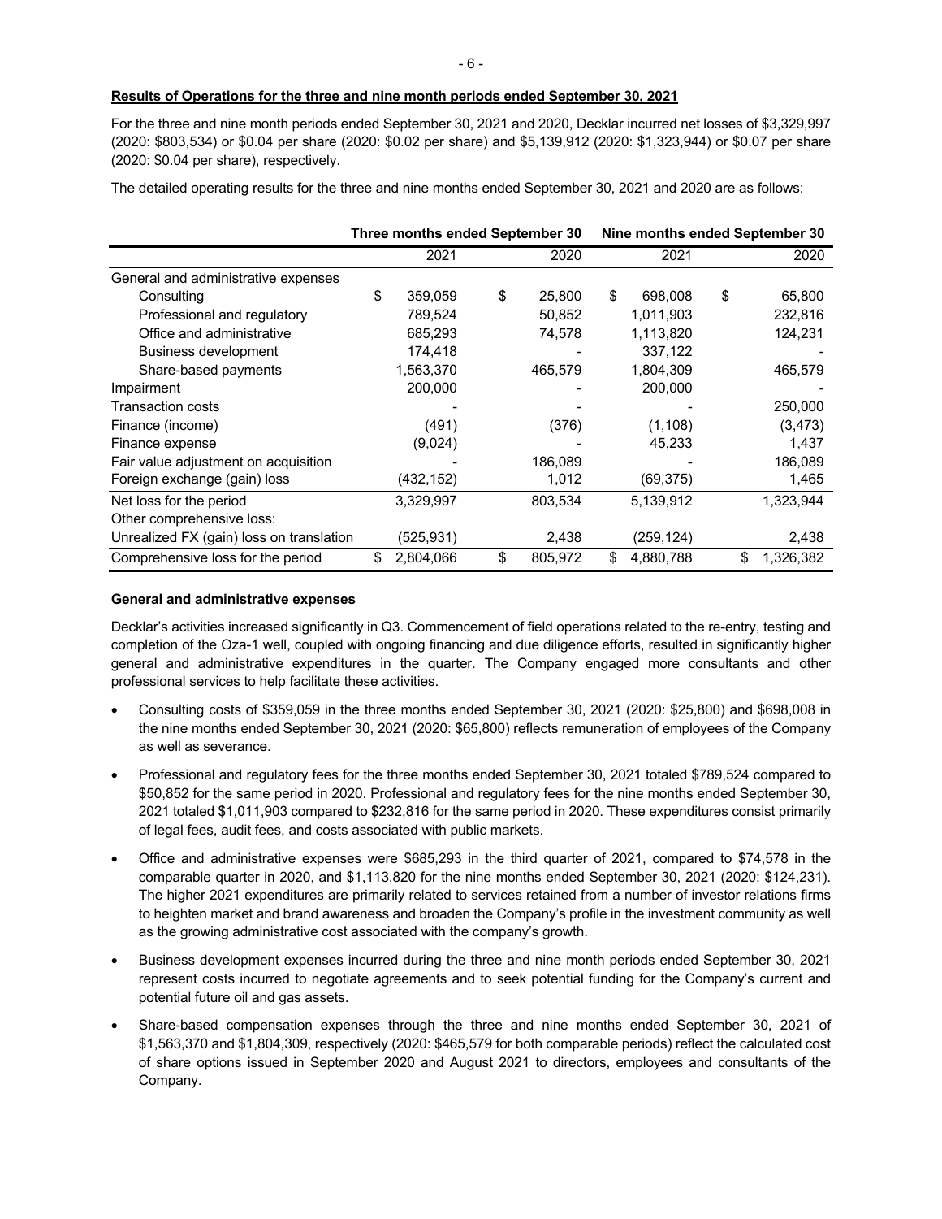**Results of Operations for the three and nine month periods ended September 30, 2021**

For the three and nine month periods ended September 30, 2021 and 2020, Decklar incurred net losses of $3,329,997 (2020: $803,534) or $0.04 per share (2020: $0.02 per share) and $5,139,912 (2020: $1,323,944) or $0.07 per share (2020: $0.04 per share), respectively.

The detailed operating results for the three and nine months ended September 30, 2021 and 2020 are as follows:

| | Three months ended September 30 | | Nine months ended September 30 | |
|---|---|---|---|---|
| | 2021 | 2020 | 2021 | 2020 |
| General and administrative expenses | | | | |
| Consulting | $ 359,059 | $ 25,800 | $ 698,008 | $ 65,800 |
| Professional and regulatory | 789,524 | 50,852 | 1,011,903 | 232,816 |
| Office and administrative | 685,293 | 74,578 | 1,113,820 | 124,231 |
| Business development | 174,418 | - | 337,122 | - |
| Share-based payments | 1,563,370 | 465,579 | 1,804,309 | 465,579 |
| Impairment | 200,000 | - | 200,000 | - |
| Transaction costs | - | - | - | 250,000 |
| Finance (income) | (491) | (376) | (1,108) | (3,473) |
| Finance expense | (9,024) | - | 45,233 | 1,437 |
| Fair value adjustment on acquisition | - | 186,089 | - | 186,089 |
| Foreign exchange (gain) loss | (432,152) | 1,012 | (69,375) | 1,465 |
| Net loss for the period | 3,329,997 | 803,534 | 5,139,912 | 1,323,944 |
| Other comprehensive loss: | | | | |
| Unrealized FX (gain) loss on translation | (525,931) | 2,438 | (259,124) | 2,438 |
| Comprehensive loss for the period | $ 2,804,066 | $ 805,972 | $ 4,880,788 | $ 1,326,382 |

**General and administrative expenses**

Decklar's activities increased significantly in Q3. Commencement of field operations related to the re-entry, testing and completion of the Oza-1 well, coupled with ongoing financing and due diligence efforts, resulted in significantly higher general and administrative expenditures in the quarter. The Company engaged more consultants and other professional services to help facilitate these activities.

- Consulting costs of $359,059 in the three months ended September 30, 2021 (2020: $25,800) and $698,008 in the nine months ended September 30, 2021 (2020: $65,800) reflects remuneration of employees of the Company as well as severance.
- Professional and regulatory fees for the three months ended September 30, 2021 totaled $789,524 compared to $50,852 for the same period in 2020. Professional and regulatory fees for the nine months ended September 30, 2021 totaled $1,011,903 compared to $232,816 for the same period in 2020. These expenditures consist primarily of legal fees, audit fees, and costs associated with public markets.
- Office and administrative expenses were $685,293 in the third quarter of 2021, compared to $74,578 in the comparable quarter in 2020, and $1,113,820 for the nine months ended September 30, 2021 (2020: $124,231). The higher 2021 expenditures are primarily related to services retained from a number of investor relations firms to heighten market and brand awareness and broaden the Company's profile in the investment community as well as the growing administrative cost associated with the company's growth.
- Business development expenses incurred during the three and nine month periods ended September 30, 2021 represent costs incurred to negotiate agreements and to seek potential funding for the Company's current and potential future oil and gas assets.
- Share-based compensation expenses through the three and nine months ended September 30, 2021 of $1,563,370 and $1,804,309, respectively (2020: $465,579 for both comparable periods) reflect the calculated cost of share options issued in September 2020 and August 2021 to directors, employees and consultants of the Company.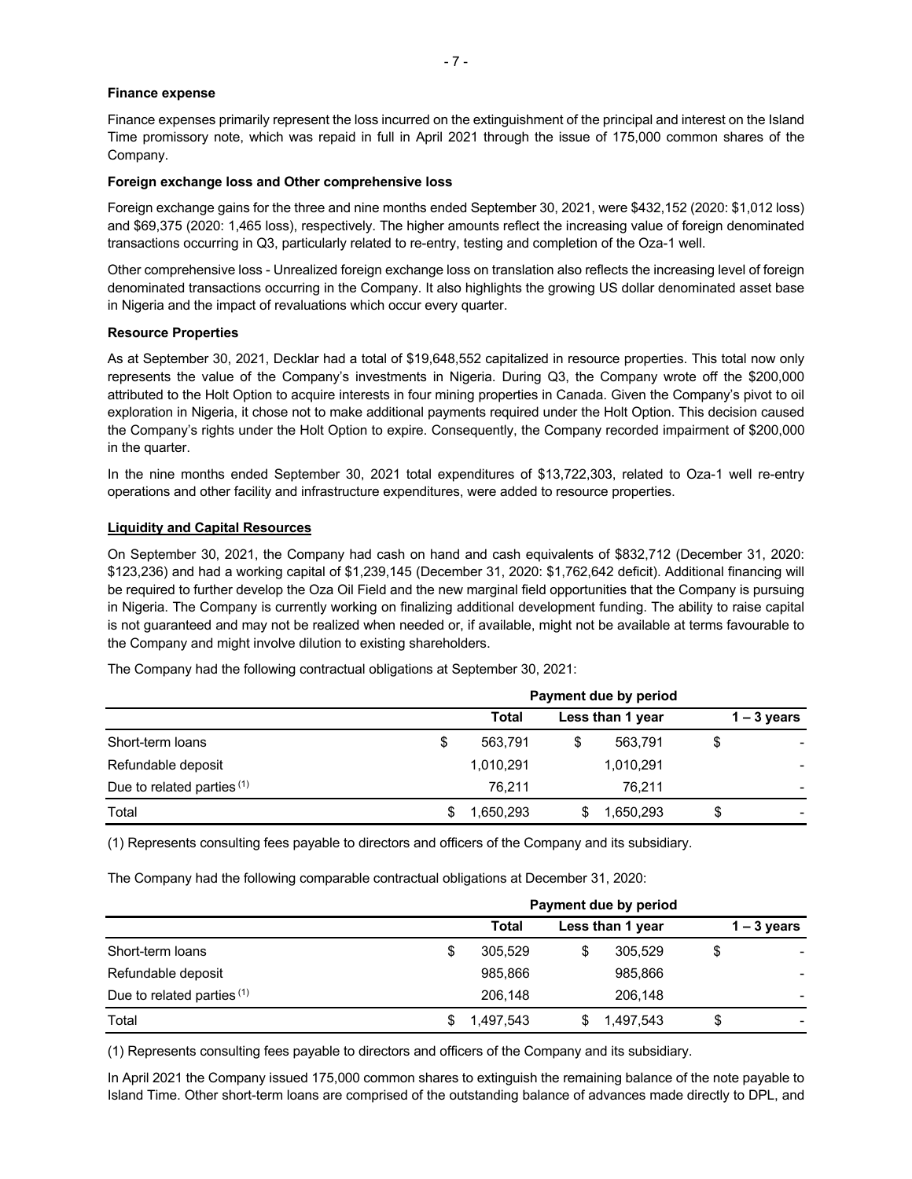**Finance expense**

Finance expenses primarily represent the loss incurred on the extinguishment of the principal and interest on the Island Time promissory note, which was repaid in full in April 2021 through the issue of 175,000 common shares of the Company.

**Foreign exchange loss and Other comprehensive loss**

Foreign exchange gains for the three and nine months ended September 30, 2021, were $432,152 (2020: $1,012 loss) and $69,375 (2020: 1,465 loss), respectively. The higher amounts reflect the increasing value of foreign denominated transactions occurring in Q3, particularly related to re-entry, testing and completion of the Oza-1 well.

Other comprehensive loss - Unrealized foreign exchange loss on translation also reflects the increasing level of foreign denominated transactions occurring in the Company. It also highlights the growing US dollar denominated asset base in Nigeria and the impact of revaluations which occur every quarter.

**Resource Properties**

As at September 30, 2021, Decklar had a total of $19,648,552 capitalized in resource properties. This total now only represents the value of the Company's investments in Nigeria. During Q3, the Company wrote off the $200,000 attributed to the Holt Option to acquire interests in four mining properties in Canada. Given the Company's pivot to oil exploration in Nigeria, it chose not to make additional payments required under the Holt Option. This decision caused the Company's rights under the Holt Option to expire. Consequently, the Company recorded impairment of $200,000 in the quarter.

In the nine months ended September 30, 2021 total expenditures of $13,722,303, related to Oza-1 well re-entry operations and other facility and infrastructure expenditures, were added to resource properties.

**Liquidity and Capital Resources**

On September 30, 2021, the Company had cash on hand and cash equivalents of $832,712 (December 31, 2020: $123,236) and had a working capital of $1,239,145 (December 31, 2020: $1,762,642 deficit). Additional financing will be required to further develop the Oza Oil Field and the new marginal field opportunities that the Company is pursuing in Nigeria. The Company is currently working on finalizing additional development funding. The ability to raise capital is not guaranteed and may not be realized when needed or, if available, might not be available at terms favourable to the Company and might involve dilution to existing shareholders.

The Company had the following contractual obligations at September 30, 2021:

| | Payment due by period | | |
|---|---|---|---|
| | Total | Less than 1 year | 1 – 3 years |
| Short-term loans | $ 563,791 | $ 563,791 | $ - |
| Refundable deposit | 1,010,291 | 1,010,291 | - |
| Due to related parties (1) | 76,211 | 76,211 | - |
| Total | $ 1,650,293 | $ 1,650,293 | $ - |

(1) Represents consulting fees payable to directors and officers of the Company and its subsidiary.

The Company had the following comparable contractual obligations at December 31, 2020:

| | Payment due by period | | |
|---|---|---|---|
| | Total | Less than 1 year | 1 – 3 years |
| Short-term loans | $ 305,529 | $ 305,529 | $ - |
| Refundable deposit | 985,866 | 985,866 | - |
| Due to related parties (1) | 206,148 | 206,148 | - |
| Total | $ 1,497,543 | $ 1,497,543 | $ - |

(1) Represents consulting fees payable to directors and officers of the Company and its subsidiary.

In April 2021 the Company issued 175,000 common shares to extinguish the remaining balance of the note payable to Island Time. Other short-term loans are comprised of the outstanding balance of advances made directly to DPL, and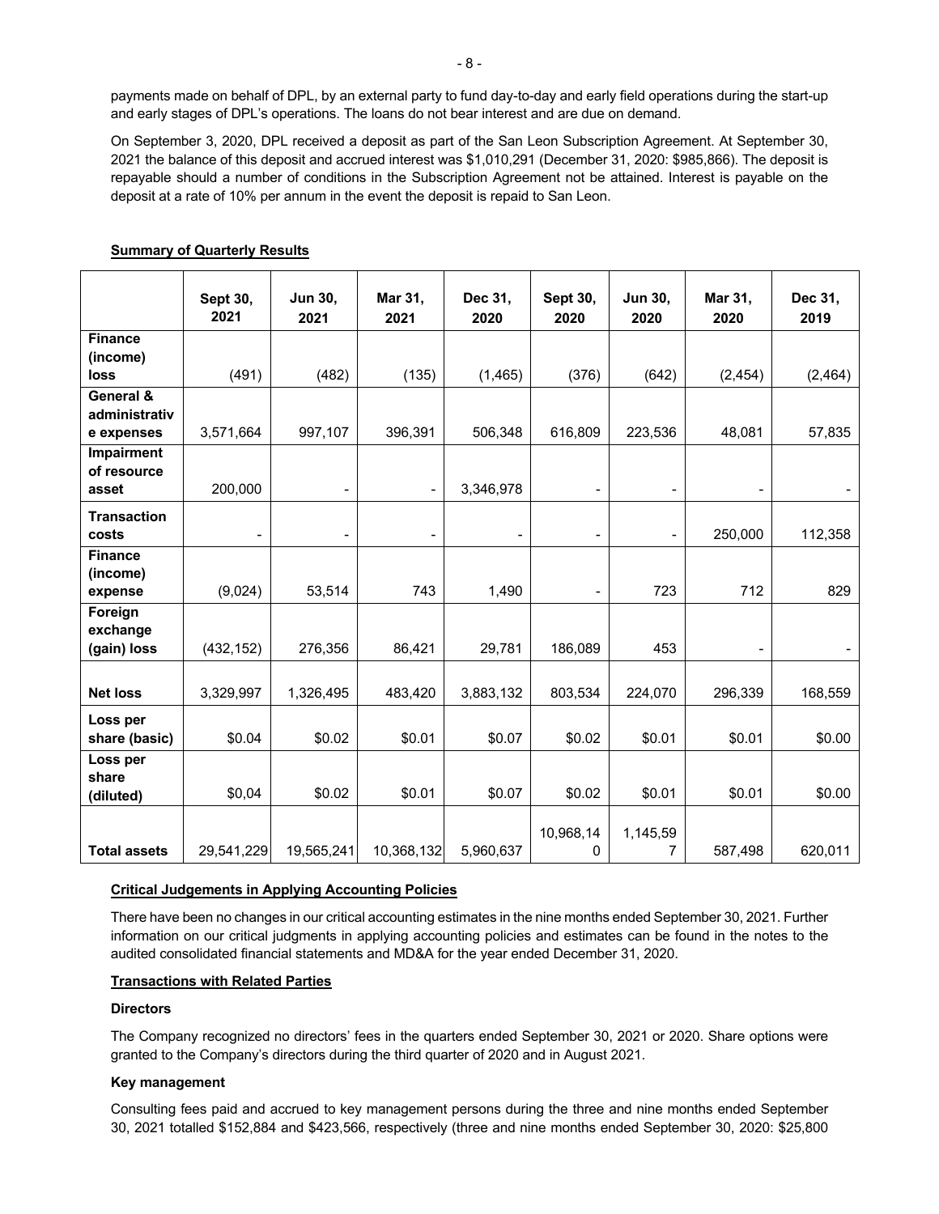payments made on behalf of DPL, by an external party to fund day-to-day and early field operations during the start-up and early stages of DPL's operations. The loans do not bear interest and are due on demand.

On September 3, 2020, DPL received a deposit as part of the San Leon Subscription Agreement. At September 30, 2021 the balance of this deposit and accrued interest was $1,010,291 (December 31, 2020: $985,866). The deposit is repayable should a number of conditions in the Subscription Agreement not be attained. Interest is payable on the deposit at a rate of 10% per annum in the event the deposit is repaid to San Leon.

**Summary of Quarterly Results**

| | Sept 30, 2021 | Jun 30, 2021 | Mar 31, 2021 | Dec 31, 2020 | Sept 30, 2020 | Jun 30, 2020 | Mar 31, 2020 | Dec 31, 2019 |
|---|---|---|---|---|---|---|---|---|
| **Finance (income) loss** | (491) | (482) | (135) | (1,465) | (376) | (642) | (2,454) | (2,464) |
| **General & administrative expenses** | 3,571,664 | 997,107 | 396,391 | 506,348 | 616,809 | 223,536 | 48,081 | 57,835 |
| **Impairment of resource asset** | 200,000 | - | - | 3,346,978 | - | - | - | - |
| **Transaction costs** | - | - | - | - | - | - | 250,000 | 112,358 |
| **Finance (income) expense** | (9,024) | 53,514 | 743 | 1,490 | - | 723 | 712 | 829 |
| **Foreign exchange (gain) loss** | (432,152) | 276,356 | 86,421 | 29,781 | 186,089 | 453 | - | - |
| **Net loss** | 3,329,997 | 1,326,495 | 483,420 | 3,883,132 | 803,534 | 224,070 | 296,339 | 168,559 |
| **Loss per share (basic)** | $0.04 | $0.02 | $0.01 | $0.07 | $0.02 | $0.01 | $0.01 | $0.00 |
| **Loss per share (diluted)** | $0,04 | $0.02 | $0.01 | $0.07 | $0.02 | $0.01 | $0.01 | $0.00 |
| **Total assets** | 29,541,229 | 19,565,241 | 10,368,132 | 5,960,637 | 10,968,140 | 1,145,597 | 587,498 | 620,011 |

**Critical Judgements in Applying Accounting Policies**

There have been no changes in our critical accounting estimates in the nine months ended September 30, 2021. Further information on our critical judgments in applying accounting policies and estimates can be found in the notes to the audited consolidated financial statements and MD&A for the year ended December 31, 2020.

**Transactions with Related Parties**

**Directors**

The Company recognized no directors' fees in the quarters ended September 30, 2021 or 2020. Share options were granted to the Company's directors during the third quarter of 2020 and in August 2021.

**Key management**

Consulting fees paid and accrued to key management persons during the three and nine months ended September 30, 2021 totalled $152,884 and $423,566, respectively (three and nine months ended September 30, 2020: $25,800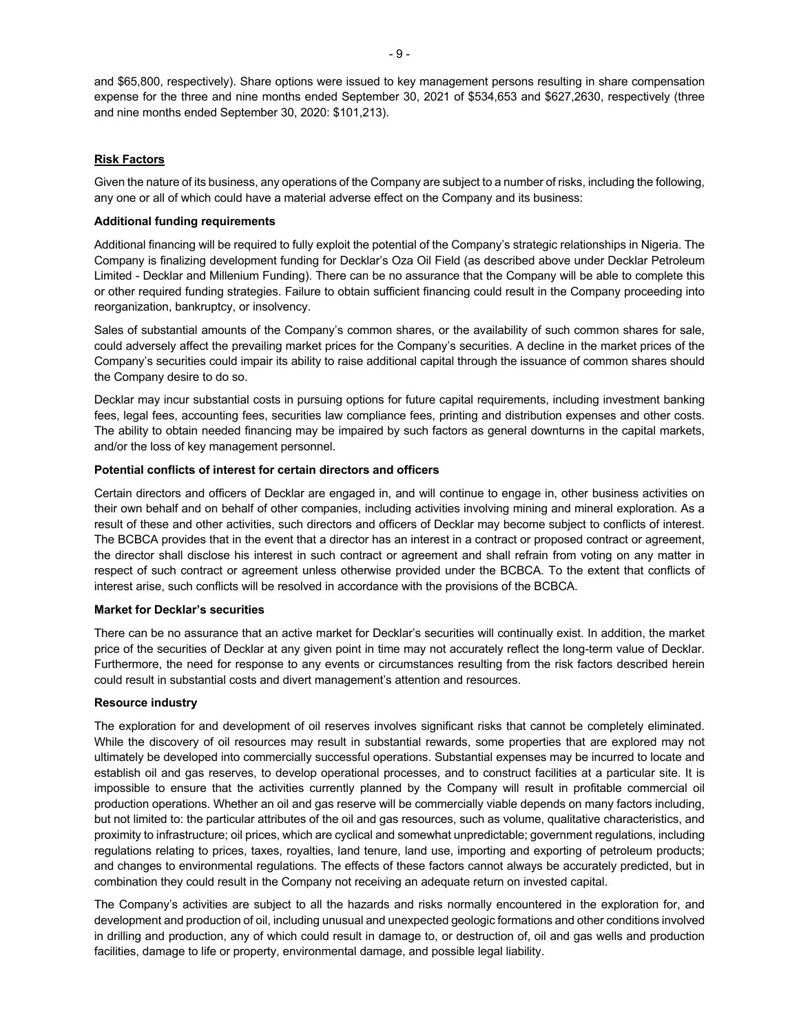and $65,800, respectively). Share options were issued to key management persons resulting in share compensation expense for the three and nine months ended September 30, 2021 of $534,653 and $627,2630, respectively (three and nine months ended September 30, 2020: $101,213).

## Risk Factors

Given the nature of its business, any operations of the Company are subject to a number of risks, including the following, any one or all of which could have a material adverse effect on the Company and its business:

### Additional funding requirements

Additional financing will be required to fully exploit the potential of the Company's strategic relationships in Nigeria. The Company is finalizing development funding for Decklar's Oza Oil Field (as described above under Decklar Petroleum Limited - Decklar and Millenium Funding). There can be no assurance that the Company will be able to complete this or other required funding strategies. Failure to obtain sufficient financing could result in the Company proceeding into reorganization, bankruptcy, or insolvency.

Sales of substantial amounts of the Company's common shares, or the availability of such common shares for sale, could adversely affect the prevailing market prices for the Company's securities. A decline in the market prices of the Company's securities could impair its ability to raise additional capital through the issuance of common shares should the Company desire to do so.

Decklar may incur substantial costs in pursuing options for future capital requirements, including investment banking fees, legal fees, accounting fees, securities law compliance fees, printing and distribution expenses and other costs. The ability to obtain needed financing may be impaired by such factors as general downturns in the capital markets, and/or the loss of key management personnel.

### Potential conflicts of interest for certain directors and officers

Certain directors and officers of Decklar are engaged in, and will continue to engage in, other business activities on their own behalf and on behalf of other companies, including activities involving mining and mineral exploration. As a result of these and other activities, such directors and officers of Decklar may become subject to conflicts of interest. The BCBCA provides that in the event that a director has an interest in a contract or proposed contract or agreement, the director shall disclose his interest in such contract or agreement and shall refrain from voting on any matter in respect of such contract or agreement unless otherwise provided under the BCBCA. To the extent that conflicts of interest arise, such conflicts will be resolved in accordance with the provisions of the BCBCA.

### Market for Decklar's securities

There can be no assurance that an active market for Decklar's securities will continually exist. In addition, the market price of the securities of Decklar at any given point in time may not accurately reflect the long-term value of Decklar. Furthermore, the need for response to any events or circumstances resulting from the risk factors described herein could result in substantial costs and divert management's attention and resources.

### Resource industry

The exploration for and development of oil reserves involves significant risks that cannot be completely eliminated. While the discovery of oil resources may result in substantial rewards, some properties that are explored may not ultimately be developed into commercially successful operations. Substantial expenses may be incurred to locate and establish oil and gas reserves, to develop operational processes, and to construct facilities at a particular site. It is impossible to ensure that the activities currently planned by the Company will result in profitable commercial oil production operations. Whether an oil and gas reserve will be commercially viable depends on many factors including, but not limited to: the particular attributes of the oil and gas resources, such as volume, qualitative characteristics, and proximity to infrastructure; oil prices, which are cyclical and somewhat unpredictable; government regulations, including regulations relating to prices, taxes, royalties, land tenure, land use, importing and exporting of petroleum products; and changes to environmental regulations. The effects of these factors cannot always be accurately predicted, but in combination they could result in the Company not receiving an adequate return on invested capital.

The Company's activities are subject to all the hazards and risks normally encountered in the exploration for, and development and production of oil, including unusual and unexpected geologic formations and other conditions involved in drilling and production, any of which could result in damage to, or destruction of, oil and gas wells and production facilities, damage to life or property, environmental damage, and possible legal liability.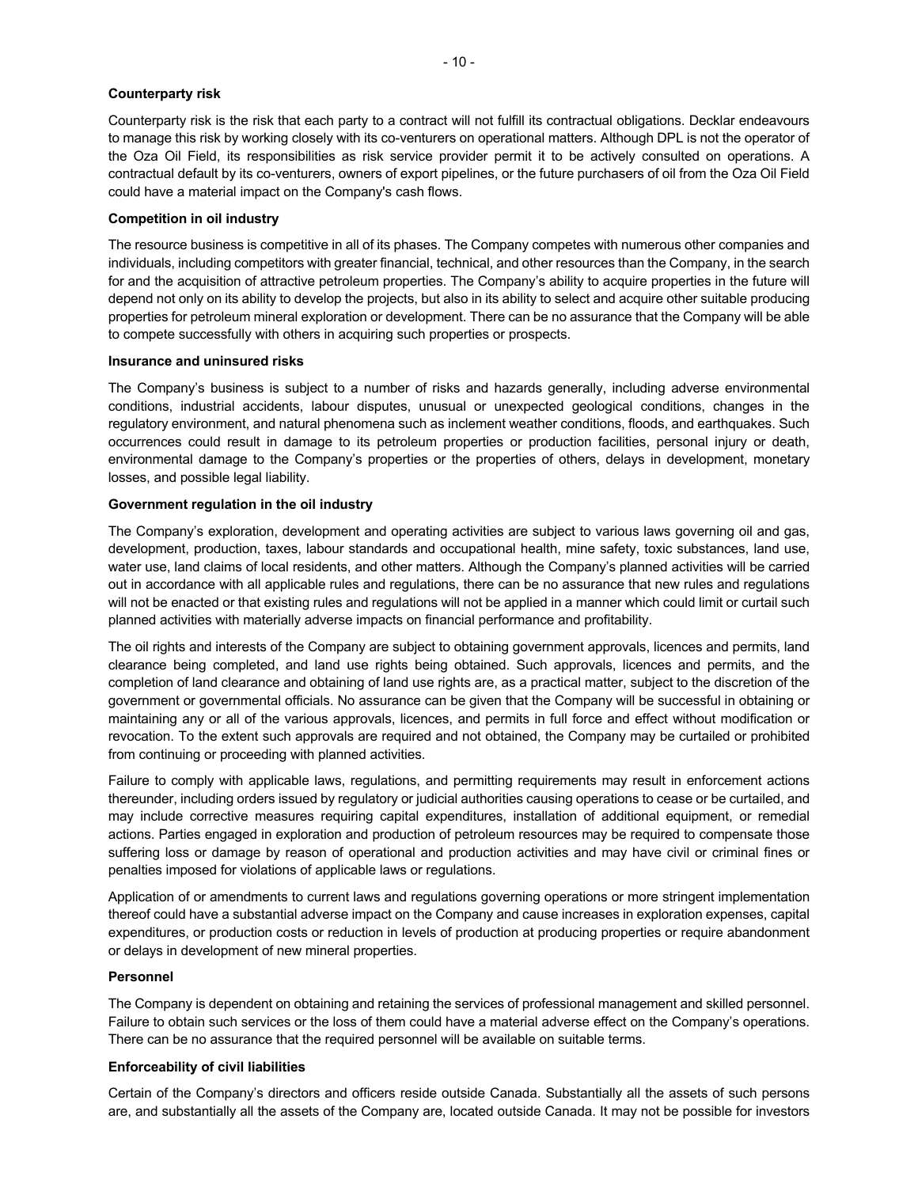**Counterparty risk**

Counterparty risk is the risk that each party to a contract will not fulfill its contractual obligations. Decklar endeavours to manage this risk by working closely with its co-venturers on operational matters. Although DPL is not the operator of the Oza Oil Field, its responsibilities as risk service provider permit it to be actively consulted on operations. A contractual default by its co-venturers, owners of export pipelines, or the future purchasers of oil from the Oza Oil Field could have a material impact on the Company's cash flows.

**Competition in oil industry**

The resource business is competitive in all of its phases. The Company competes with numerous other companies and individuals, including competitors with greater financial, technical, and other resources than the Company, in the search for and the acquisition of attractive petroleum properties. The Company's ability to acquire properties in the future will depend not only on its ability to develop the projects, but also in its ability to select and acquire other suitable producing properties for petroleum mineral exploration or development. There can be no assurance that the Company will be able to compete successfully with others in acquiring such properties or prospects.

**Insurance and uninsured risks**

The Company's business is subject to a number of risks and hazards generally, including adverse environmental conditions, industrial accidents, labour disputes, unusual or unexpected geological conditions, changes in the regulatory environment, and natural phenomena such as inclement weather conditions, floods, and earthquakes. Such occurrences could result in damage to its petroleum properties or production facilities, personal injury or death, environmental damage to the Company's properties or the properties of others, delays in development, monetary losses, and possible legal liability.

**Government regulation in the oil industry**

The Company's exploration, development and operating activities are subject to various laws governing oil and gas, development, production, taxes, labour standards and occupational health, mine safety, toxic substances, land use, water use, land claims of local residents, and other matters. Although the Company's planned activities will be carried out in accordance with all applicable rules and regulations, there can be no assurance that new rules and regulations will not be enacted or that existing rules and regulations will not be applied in a manner which could limit or curtail such planned activities with materially adverse impacts on financial performance and profitability.

The oil rights and interests of the Company are subject to obtaining government approvals, licences and permits, land clearance being completed, and land use rights being obtained. Such approvals, licences and permits, and the completion of land clearance and obtaining of land use rights are, as a practical matter, subject to the discretion of the government or governmental officials. No assurance can be given that the Company will be successful in obtaining or maintaining any or all of the various approvals, licences, and permits in full force and effect without modification or revocation. To the extent such approvals are required and not obtained, the Company may be curtailed or prohibited from continuing or proceeding with planned activities.

Failure to comply with applicable laws, regulations, and permitting requirements may result in enforcement actions thereunder, including orders issued by regulatory or judicial authorities causing operations to cease or be curtailed, and may include corrective measures requiring capital expenditures, installation of additional equipment, or remedial actions. Parties engaged in exploration and production of petroleum resources may be required to compensate those suffering loss or damage by reason of operational and production activities and may have civil or criminal fines or penalties imposed for violations of applicable laws or regulations.

Application of or amendments to current laws and regulations governing operations or more stringent implementation thereof could have a substantial adverse impact on the Company and cause increases in exploration expenses, capital expenditures, or production costs or reduction in levels of production at producing properties or require abandonment or delays in development of new mineral properties.

**Personnel**

The Company is dependent on obtaining and retaining the services of professional management and skilled personnel. Failure to obtain such services or the loss of them could have a material adverse effect on the Company's operations. There can be no assurance that the required personnel will be available on suitable terms.

**Enforceability of civil liabilities**

Certain of the Company's directors and officers reside outside Canada. Substantially all the assets of such persons are, and substantially all the assets of the Company are, located outside Canada. It may not be possible for investors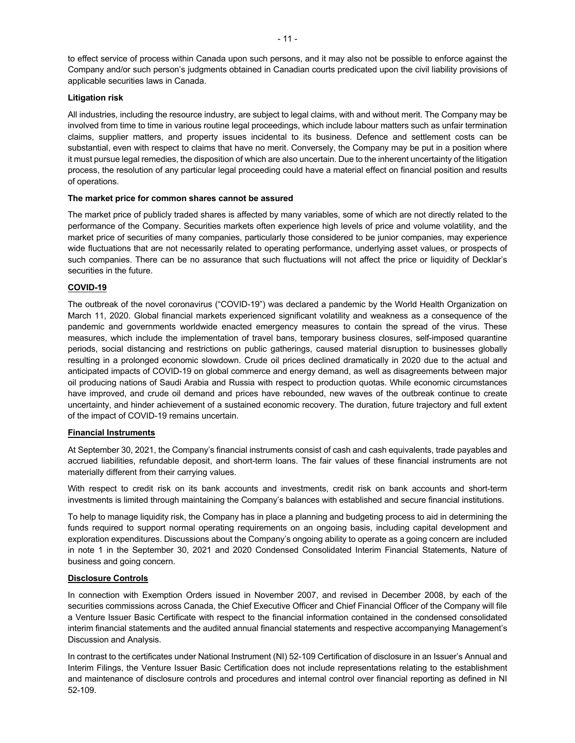to effect service of process within Canada upon such persons, and it may also not be possible to enforce against the Company and/or such person's judgments obtained in Canadian courts predicated upon the civil liability provisions of applicable securities laws in Canada.

**Litigation risk**

All industries, including the resource industry, are subject to legal claims, with and without merit. The Company may be involved from time to time in various routine legal proceedings, which include labour matters such as unfair termination claims, supplier matters, and property issues incidental to its business. Defence and settlement costs can be substantial, even with respect to claims that have no merit. Conversely, the Company may be put in a position where it must pursue legal remedies, the disposition of which are also uncertain. Due to the inherent uncertainty of the litigation process, the resolution of any particular legal proceeding could have a material effect on financial position and results of operations.

**The market price for common shares cannot be assured**

The market price of publicly traded shares is affected by many variables, some of which are not directly related to the performance of the Company. Securities markets often experience high levels of price and volume volatility, and the market price of securities of many companies, particularly those considered to be junior companies, may experience wide fluctuations that are not necessarily related to operating performance, underlying asset values, or prospects of such companies. There can be no assurance that such fluctuations will not affect the price or liquidity of Decklar's securities in the future.

## COVID-19

The outbreak of the novel coronavirus ("COVID-19") was declared a pandemic by the World Health Organization on March 11, 2020. Global financial markets experienced significant volatility and weakness as a consequence of the pandemic and governments worldwide enacted emergency measures to contain the spread of the virus. These measures, which include the implementation of travel bans, temporary business closures, self-imposed quarantine periods, social distancing and restrictions on public gatherings, caused material disruption to businesses globally resulting in a prolonged economic slowdown. Crude oil prices declined dramatically in 2020 due to the actual and anticipated impacts of COVID-19 on global commerce and energy demand, as well as disagreements between major oil producing nations of Saudi Arabia and Russia with respect to production quotas. While economic circumstances have improved, and crude oil demand and prices have rebounded, new waves of the outbreak continue to create uncertainty, and hinder achievement of a sustained economic recovery. The duration, future trajectory and full extent of the impact of COVID-19 remains uncertain.

## Financial Instruments

At September 30, 2021, the Company's financial instruments consist of cash and cash equivalents, trade payables and accrued liabilities, refundable deposit, and short-term loans. The fair values of these financial instruments are not materially different from their carrying values.

With respect to credit risk on its bank accounts and investments, credit risk on bank accounts and short-term investments is limited through maintaining the Company's balances with established and secure financial institutions.

To help to manage liquidity risk, the Company has in place a planning and budgeting process to aid in determining the funds required to support normal operating requirements on an ongoing basis, including capital development and exploration expenditures. Discussions about the Company's ongoing ability to operate as a going concern are included in note 1 in the September 30, 2021 and 2020 Condensed Consolidated Interim Financial Statements, Nature of business and going concern.

## Disclosure Controls

In connection with Exemption Orders issued in November 2007, and revised in December 2008, by each of the securities commissions across Canada, the Chief Executive Officer and Chief Financial Officer of the Company will file a Venture Issuer Basic Certificate with respect to the financial information contained in the condensed consolidated interim financial statements and the audited annual financial statements and respective accompanying Management's Discussion and Analysis.

In contrast to the certificates under National Instrument (NI) 52-109 Certification of disclosure in an Issuer's Annual and Interim Filings, the Venture Issuer Basic Certification does not include representations relating to the establishment and maintenance of disclosure controls and procedures and internal control over financial reporting as defined in NI 52-109.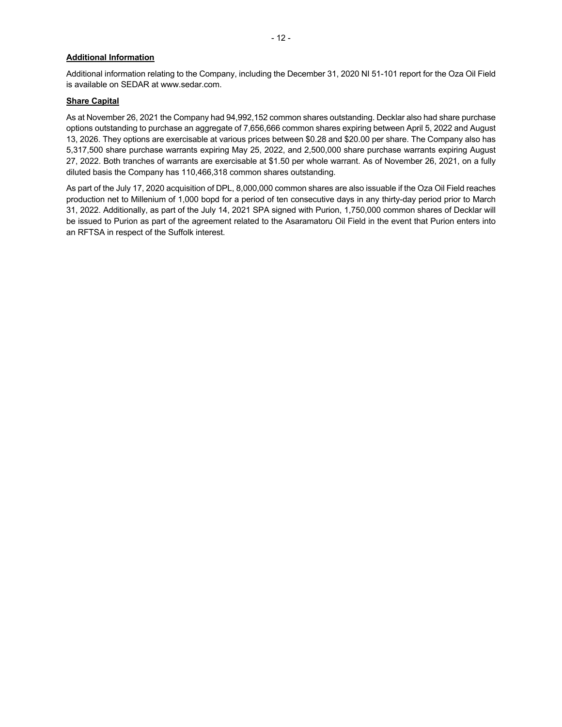**Additional Information**

Additional information relating to the Company, including the December 31, 2020 NI 51-101 report for the Oza Oil Field is available on SEDAR at www.sedar.com.

**Share Capital**

As at November 26, 2021 the Company had 94,992,152 common shares outstanding. Decklar also had share purchase options outstanding to purchase an aggregate of 7,656,666 common shares expiring between April 5, 2022 and August 13, 2026. They options are exercisable at various prices between $0.28 and $20.00 per share. The Company also has 5,317,500 share purchase warrants expiring May 25, 2022, and 2,500,000 share purchase warrants expiring August 27, 2022. Both tranches of warrants are exercisable at $1.50 per whole warrant. As of November 26, 2021, on a fully diluted basis the Company has 110,466,318 common shares outstanding.

As part of the July 17, 2020 acquisition of DPL, 8,000,000 common shares are also issuable if the Oza Oil Field reaches production net to Millenium of 1,000 bopd for a period of ten consecutive days in any thirty-day period prior to March 31, 2022. Additionally, as part of the July 14, 2021 SPA signed with Purion, 1,750,000 common shares of Decklar will be issued to Purion as part of the agreement related to the Asaramatoru Oil Field in the event that Purion enters into an RFTSA in respect of the Suffolk interest.